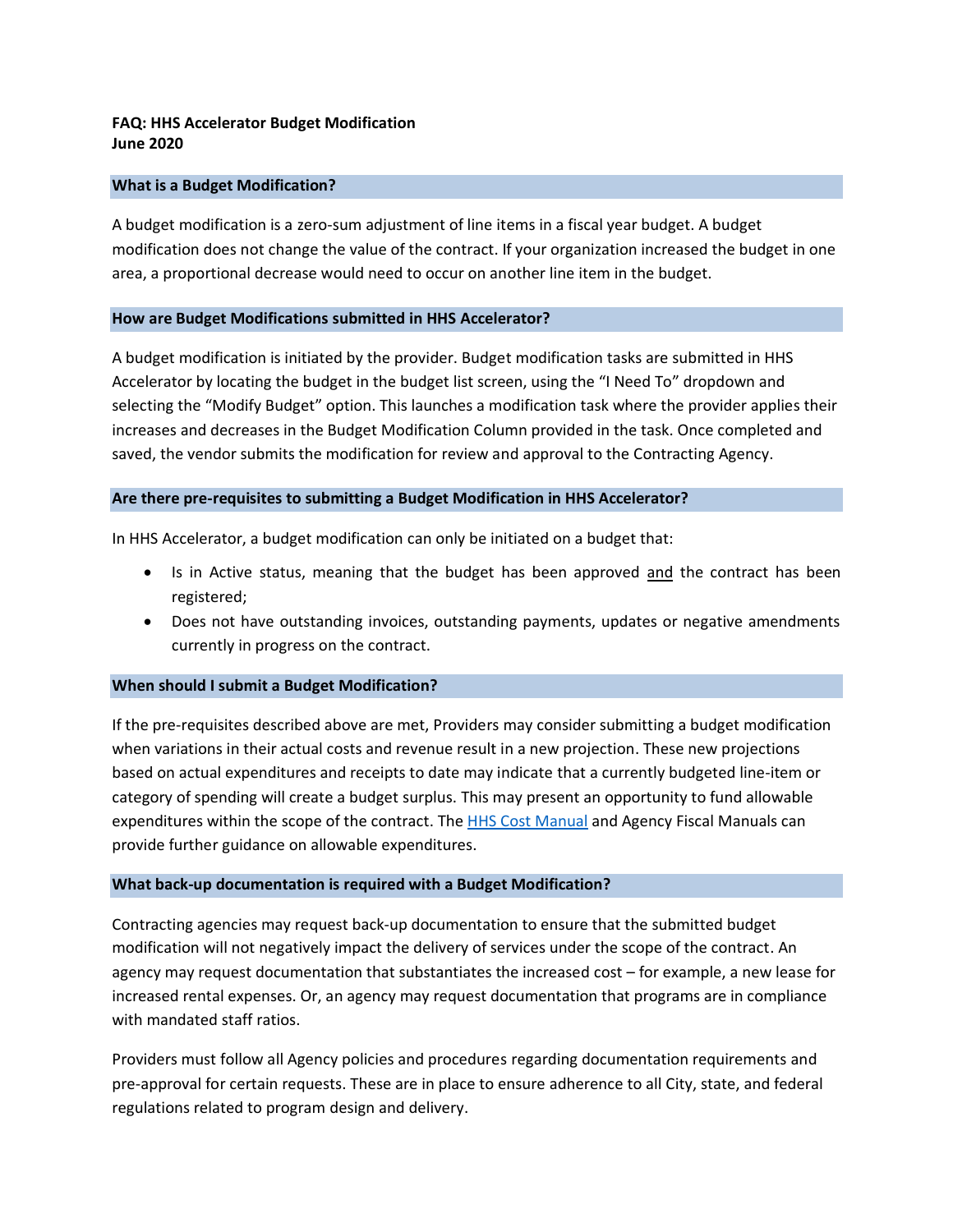**FAQ: HHS Accelerator Budget Modification**
**June 2020**

## What is a Budget Modification?

A budget modification is a zero-sum adjustment of line items in a fiscal year budget. A budget modification does not change the value of the contract. If your organization increased the budget in one area, a proportional decrease would need to occur on another line item in the budget.

## How are Budget Modifications submitted in HHS Accelerator?

A budget modification is initiated by the provider. Budget modification tasks are submitted in HHS Accelerator by locating the budget in the budget list screen, using the "I Need To" dropdown and selecting the "Modify Budget" option. This launches a modification task where the provider applies their increases and decreases in the Budget Modification Column provided in the task. Once completed and saved, the vendor submits the modification for review and approval to the Contracting Agency.

## Are there pre-requisites to submitting a Budget Modification in HHS Accelerator?

In HHS Accelerator, a budget modification can only be initiated on a budget that:

- Is in Active status, meaning that the budget has been approved and the contract has been registered;
- Does not have outstanding invoices, outstanding payments, updates or negative amendments currently in progress on the contract.

## When should I submit a Budget Modification?

If the pre-requisites described above are met, Providers may consider submitting a budget modification when variations in their actual costs and revenue result in a new projection. These new projections based on actual expenditures and receipts to date may indicate that a currently budgeted line-item or category of spending will create a budget surplus. This may present an opportunity to fund allowable expenditures within the scope of the contract. The HHS Cost Manual and Agency Fiscal Manuals can provide further guidance on allowable expenditures.

## What back-up documentation is required with a Budget Modification?

Contracting agencies may request back-up documentation to ensure that the submitted budget modification will not negatively impact the delivery of services under the scope of the contract. An agency may request documentation that substantiates the increased cost – for example, a new lease for increased rental expenses. Or, an agency may request documentation that programs are in compliance with mandated staff ratios.

Providers must follow all Agency policies and procedures regarding documentation requirements and pre-approval for certain requests. These are in place to ensure adherence to all City, state, and federal regulations related to program design and delivery.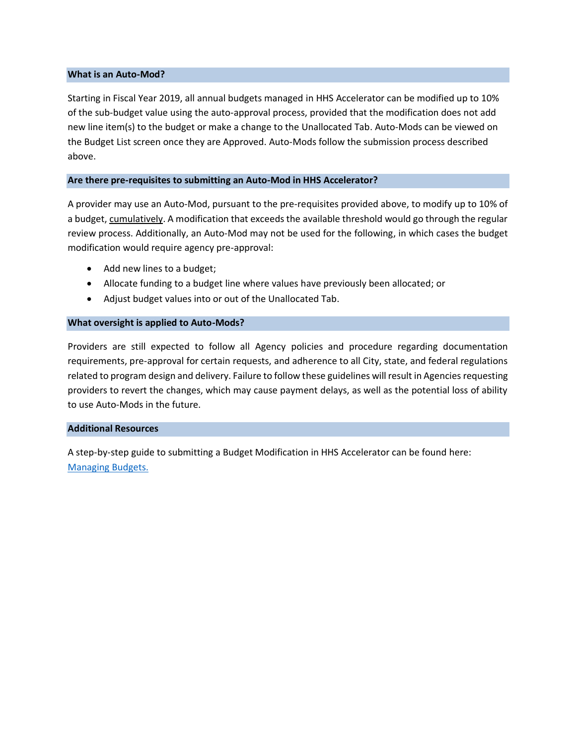## What is an Auto-Mod?

Starting in Fiscal Year 2019, all annual budgets managed in HHS Accelerator can be modified up to 10% of the sub-budget value using the auto-approval process, provided that the modification does not add new line item(s) to the budget or make a change to the Unallocated Tab. Auto-Mods can be viewed on the Budget List screen once they are Approved. Auto-Mods follow the submission process described above.

## Are there pre-requisites to submitting an Auto-Mod in HHS Accelerator?

A provider may use an Auto-Mod, pursuant to the pre-requisites provided above, to modify up to 10% of a budget, <u>cumulatively</u>. A modification that exceeds the available threshold would go through the regular review process. Additionally, an Auto-Mod may not be used for the following, in which cases the budget modification would require agency pre-approval:

- Add new lines to a budget;
- Allocate funding to a budget line where values have previously been allocated; or
- Adjust budget values into or out of the Unallocated Tab.

## What oversight is applied to Auto-Mods?

Providers are still expected to follow all Agency policies and procedure regarding documentation requirements, pre-approval for certain requests, and adherence to all City, state, and federal regulations related to program design and delivery. Failure to follow these guidelines will result in Agencies requesting providers to revert the changes, which may cause payment delays, as well as the potential loss of ability to use Auto-Mods in the future.

## Additional Resources

A step-by-step guide to submitting a Budget Modification in HHS Accelerator can be found here: [Managing Budgets.](Managing Budgets.)